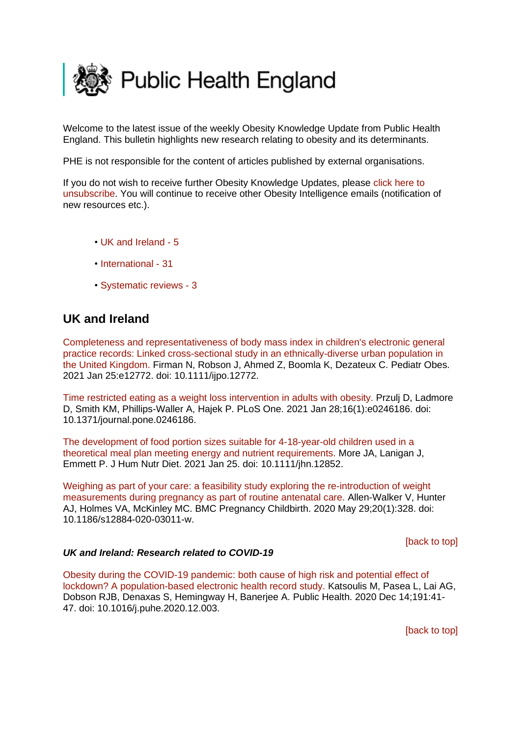# Public Health England

Welcome to the latest issue of the weekly Obesity Knowledge Update from Public Health England. This bulletin highlights new research relating to obesity and its determinants.

PHE is not responsible for the content of articles published by external organisations.

If you do not wish to receive further Obesity Knowledge Updates, please click here to unsubscribe. You will continue to receive other Obesity Intelligence emails (notification of new resources etc.).

- UK and Ireland - 5
- International - 31
- Systematic reviews - 3

## UK and Ireland

Completeness and representativeness of body mass index in children's electronic general practice records: Linked cross-sectional study in an ethnically-diverse urban population in the United Kingdom. Firman N, Robson J, Ahmed Z, Boomla K, Dezateux C. Pediatr Obes. 2021 Jan 25:e12772. doi: 10.1111/ijpo.12772.

Time restricted eating as a weight loss intervention in adults with obesity. Przulj D, Ladmore D, Smith KM, Phillips-Waller A, Hajek P. PLoS One. 2021 Jan 28;16(1):e0246186. doi: 10.1371/journal.pone.0246186.

The development of food portion sizes suitable for 4-18-year-old children used in a theoretical meal plan meeting energy and nutrient requirements. More JA, Lanigan J, Emmett P. J Hum Nutr Diet. 2021 Jan 25. doi: 10.1111/jhn.12852.

Weighing as part of your care: a feasibility study exploring the re-introduction of weight measurements during pregnancy as part of routine antenatal care. Allen-Walker V, Hunter AJ, Holmes VA, McKinley MC. BMC Pregnancy Childbirth. 2020 May 29;20(1):328. doi: 10.1186/s12884-020-03011-w.

[back to top]

***UK and Ireland: Research related to COVID-19***

Obesity during the COVID-19 pandemic: both cause of high risk and potential effect of lockdown? A population-based electronic health record study. Katsoulis M, Pasea L, Lai AG, Dobson RJB, Denaxas S, Hemingway H, Banerjee A. Public Health. 2020 Dec 14;191:41-47. doi: 10.1016/j.puhe.2020.12.003.

[back to top]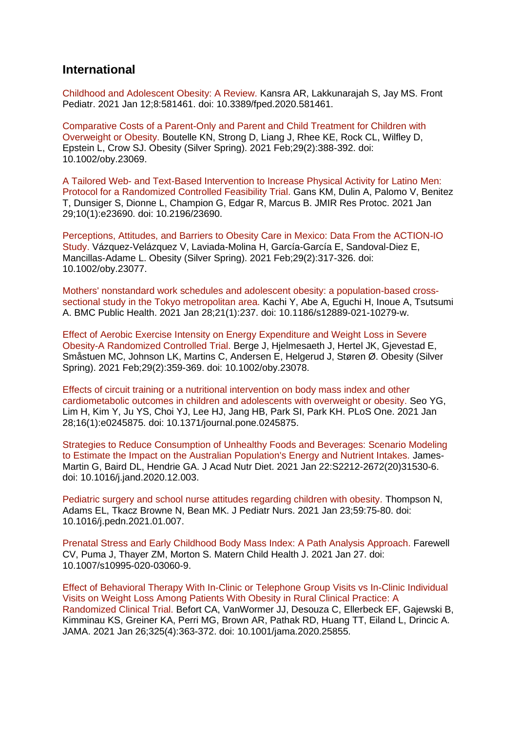## International

Childhood and Adolescent Obesity: A Review. Kansra AR, Lakkunarajah S, Jay MS. Front Pediatr. 2021 Jan 12;8:581461. doi: 10.3389/fped.2020.581461.

Comparative Costs of a Parent-Only and Parent and Child Treatment for Children with Overweight or Obesity. Boutelle KN, Strong D, Liang J, Rhee KE, Rock CL, Wilfley D, Epstein L, Crow SJ. Obesity (Silver Spring). 2021 Feb;29(2):388-392. doi: 10.1002/oby.23069.

A Tailored Web- and Text-Based Intervention to Increase Physical Activity for Latino Men: Protocol for a Randomized Controlled Feasibility Trial. Gans KM, Dulin A, Palomo V, Benitez T, Dunsiger S, Dionne L, Champion G, Edgar R, Marcus B. JMIR Res Protoc. 2021 Jan 29;10(1):e23690. doi: 10.2196/23690.

Perceptions, Attitudes, and Barriers to Obesity Care in Mexico: Data From the ACTION-IO Study. Vázquez-Velázquez V, Laviada-Molina H, García-García E, Sandoval-Diez E, Mancillas-Adame L. Obesity (Silver Spring). 2021 Feb;29(2):317-326. doi: 10.1002/oby.23077.

Mothers' nonstandard work schedules and adolescent obesity: a population-based cross-sectional study in the Tokyo metropolitan area. Kachi Y, Abe A, Eguchi H, Inoue A, Tsutsumi A. BMC Public Health. 2021 Jan 28;21(1):237. doi: 10.1186/s12889-021-10279-w.

Effect of Aerobic Exercise Intensity on Energy Expenditure and Weight Loss in Severe Obesity-A Randomized Controlled Trial. Berge J, Hjelmesaeth J, Hertel JK, Gjevestad E, Småstuen MC, Johnson LK, Martins C, Andersen E, Helgerud J, Støren Ø. Obesity (Silver Spring). 2021 Feb;29(2):359-369. doi: 10.1002/oby.23078.

Effects of circuit training or a nutritional intervention on body mass index and other cardiometabolic outcomes in children and adolescents with overweight or obesity. Seo YG, Lim H, Kim Y, Ju YS, Choi YJ, Lee HJ, Jang HB, Park SI, Park KH. PLoS One. 2021 Jan 28;16(1):e0245875. doi: 10.1371/journal.pone.0245875.

Strategies to Reduce Consumption of Unhealthy Foods and Beverages: Scenario Modeling to Estimate the Impact on the Australian Population's Energy and Nutrient Intakes. James-Martin G, Baird DL, Hendrie GA. J Acad Nutr Diet. 2021 Jan 22:S2212-2672(20)31530-6. doi: 10.1016/j.jand.2020.12.003.

Pediatric surgery and school nurse attitudes regarding children with obesity. Thompson N, Adams EL, Tkacz Browne N, Bean MK. J Pediatr Nurs. 2021 Jan 23;59:75-80. doi: 10.1016/j.pedn.2021.01.007.

Prenatal Stress and Early Childhood Body Mass Index: A Path Analysis Approach. Farewell CV, Puma J, Thayer ZM, Morton S. Matern Child Health J. 2021 Jan 27. doi: 10.1007/s10995-020-03060-9.

Effect of Behavioral Therapy With In-Clinic or Telephone Group Visits vs In-Clinic Individual Visits on Weight Loss Among Patients With Obesity in Rural Clinical Practice: A Randomized Clinical Trial. Befort CA, VanWormer JJ, Desouza C, Ellerbeck EF, Gajewski B, Kimminau KS, Greiner KA, Perri MG, Brown AR, Pathak RD, Huang TT, Eiland L, Drincic A. JAMA. 2021 Jan 26;325(4):363-372. doi: 10.1001/jama.2020.25855.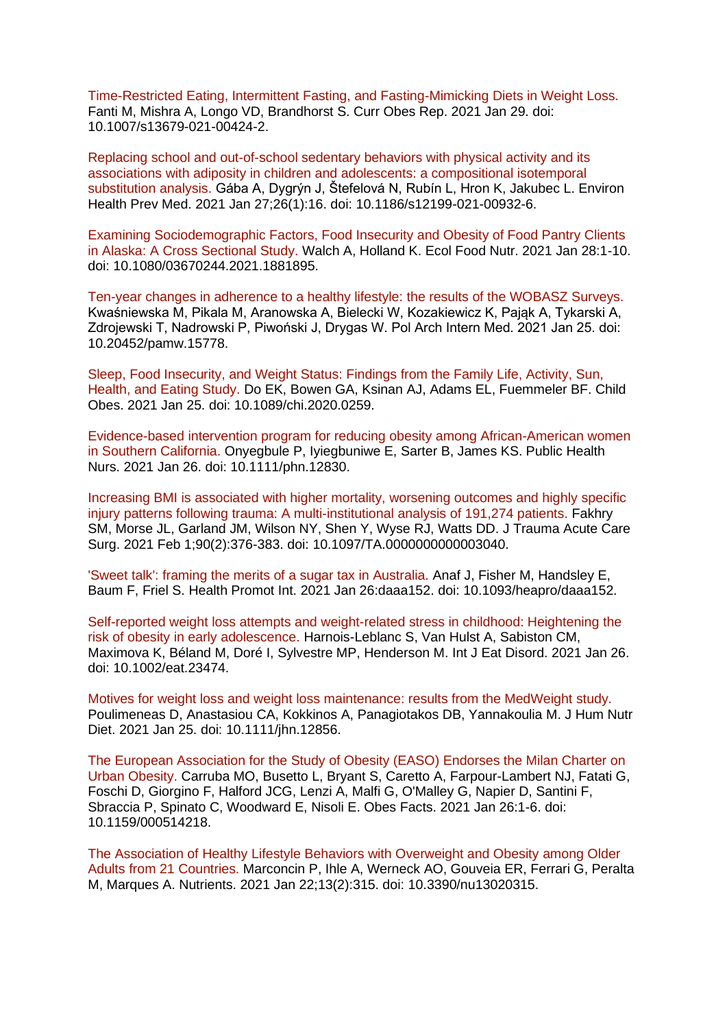Time-Restricted Eating, Intermittent Fasting, and Fasting-Mimicking Diets in Weight Loss. Fanti M, Mishra A, Longo VD, Brandhorst S. Curr Obes Rep. 2021 Jan 29. doi: 10.1007/s13679-021-00424-2.

Replacing school and out-of-school sedentary behaviors with physical activity and its associations with adiposity in children and adolescents: a compositional isotemporal substitution analysis. Gába A, Dygrýn J, Štefelová N, Rubín L, Hron K, Jakubec L. Environ Health Prev Med. 2021 Jan 27;26(1):16. doi: 10.1186/s12199-021-00932-6.

Examining Sociodemographic Factors, Food Insecurity and Obesity of Food Pantry Clients in Alaska: A Cross Sectional Study. Walch A, Holland K. Ecol Food Nutr. 2021 Jan 28:1-10. doi: 10.1080/03670244.2021.1881895.

Ten-year changes in adherence to a healthy lifestyle: the results of the WOBASZ Surveys. Kwaśniewska M, Pikala M, Aranowska A, Bielecki W, Kozakiewicz K, Pająk A, Tykarski A, Zdrojewski T, Nadrowski P, Piwoński J, Drygas W. Pol Arch Intern Med. 2021 Jan 25. doi: 10.20452/pamw.15778.

Sleep, Food Insecurity, and Weight Status: Findings from the Family Life, Activity, Sun, Health, and Eating Study. Do EK, Bowen GA, Ksinan AJ, Adams EL, Fuemmeler BF. Child Obes. 2021 Jan 25. doi: 10.1089/chi.2020.0259.

Evidence-based intervention program for reducing obesity among African-American women in Southern California. Onyegbule P, Iyiegbuniwe E, Sarter B, James KS. Public Health Nurs. 2021 Jan 26. doi: 10.1111/phn.12830.

Increasing BMI is associated with higher mortality, worsening outcomes and highly specific injury patterns following trauma: A multi-institutional analysis of 191,274 patients. Fakhry SM, Morse JL, Garland JM, Wilson NY, Shen Y, Wyse RJ, Watts DD. J Trauma Acute Care Surg. 2021 Feb 1;90(2):376-383. doi: 10.1097/TA.0000000000003040.

'Sweet talk': framing the merits of a sugar tax in Australia. Anaf J, Fisher M, Handsley E, Baum F, Friel S. Health Promot Int. 2021 Jan 26:daaa152. doi: 10.1093/heapro/daaa152.

Self-reported weight loss attempts and weight-related stress in childhood: Heightening the risk of obesity in early adolescence. Harnois-Leblanc S, Van Hulst A, Sabiston CM, Maximova K, Béland M, Doré I, Sylvestre MP, Henderson M. Int J Eat Disord. 2021 Jan 26. doi: 10.1002/eat.23474.

Motives for weight loss and weight loss maintenance: results from the MedWeight study. Poulimeneas D, Anastasiou CA, Kokkinos A, Panagiotakos DB, Yannakoulia M. J Hum Nutr Diet. 2021 Jan 25. doi: 10.1111/jhn.12856.

The European Association for the Study of Obesity (EASO) Endorses the Milan Charter on Urban Obesity. Carruba MO, Busetto L, Bryant S, Caretto A, Farpour-Lambert NJ, Fatati G, Foschi D, Giorgino F, Halford JCG, Lenzi A, Malfi G, O'Malley G, Napier D, Santini F, Sbraccia P, Spinato C, Woodward E, Nisoli E. Obes Facts. 2021 Jan 26:1-6. doi: 10.1159/000514218.

The Association of Healthy Lifestyle Behaviors with Overweight and Obesity among Older Adults from 21 Countries. Marconcin P, Ihle A, Werneck AO, Gouveia ER, Ferrari G, Peralta M, Marques A. Nutrients. 2021 Jan 22;13(2):315. doi: 10.3390/nu13020315.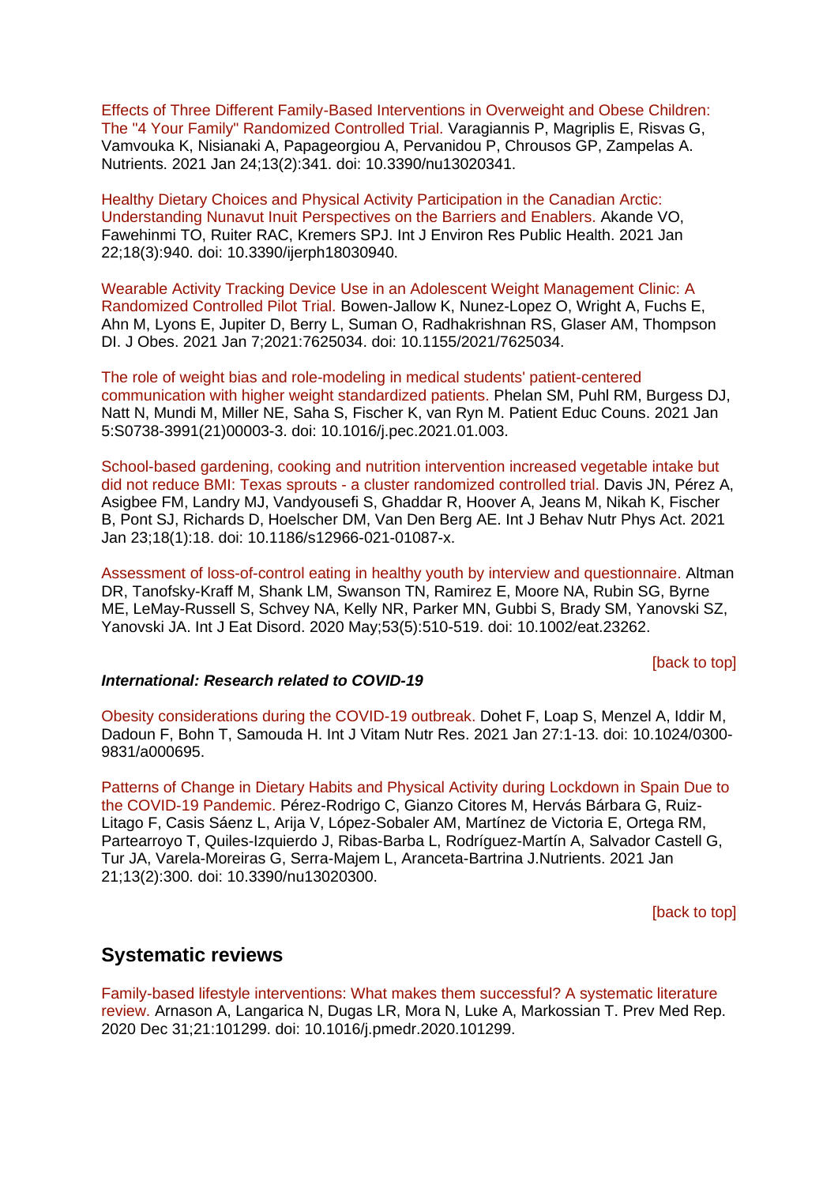Effects of Three Different Family-Based Interventions in Overweight and Obese Children: The "4 Your Family" Randomized Controlled Trial. Varagiannis P, Magriplis E, Risvas G, Vamvouka K, Nisianaki A, Papageorgiou A, Pervanidou P, Chrousos GP, Zampelas A. Nutrients. 2021 Jan 24;13(2):341. doi: 10.3390/nu13020341.

Healthy Dietary Choices and Physical Activity Participation in the Canadian Arctic: Understanding Nunavut Inuit Perspectives on the Barriers and Enablers. Akande VO, Fawehinmi TO, Ruiter RAC, Kremers SPJ. Int J Environ Res Public Health. 2021 Jan 22;18(3):940. doi: 10.3390/ijerph18030940.

Wearable Activity Tracking Device Use in an Adolescent Weight Management Clinic: A Randomized Controlled Pilot Trial. Bowen-Jallow K, Nunez-Lopez O, Wright A, Fuchs E, Ahn M, Lyons E, Jupiter D, Berry L, Suman O, Radhakrishnan RS, Glaser AM, Thompson DI. J Obes. 2021 Jan 7;2021:7625034. doi: 10.1155/2021/7625034.

The role of weight bias and role-modeling in medical students' patient-centered communication with higher weight standardized patients. Phelan SM, Puhl RM, Burgess DJ, Natt N, Mundi M, Miller NE, Saha S, Fischer K, van Ryn M. Patient Educ Couns. 2021 Jan 5:S0738-3991(21)00003-3. doi: 10.1016/j.pec.2021.01.003.

School-based gardening, cooking and nutrition intervention increased vegetable intake but did not reduce BMI: Texas sprouts - a cluster randomized controlled trial. Davis JN, Pérez A, Asigbee FM, Landry MJ, Vandyousefi S, Ghaddar R, Hoover A, Jeans M, Nikah K, Fischer B, Pont SJ, Richards D, Hoelscher DM, Van Den Berg AE. Int J Behav Nutr Phys Act. 2021 Jan 23;18(1):18. doi: 10.1186/s12966-021-01087-x.

Assessment of loss-of-control eating in healthy youth by interview and questionnaire. Altman DR, Tanofsky-Kraff M, Shank LM, Swanson TN, Ramirez E, Moore NA, Rubin SG, Byrne ME, LeMay-Russell S, Schvey NA, Kelly NR, Parker MN, Gubbi S, Brady SM, Yanovski SZ, Yanovski JA. Int J Eat Disord. 2020 May;53(5):510-519. doi: 10.1002/eat.23262.

[back to top]

***International: Research related to COVID-19***

Obesity considerations during the COVID-19 outbreak. Dohet F, Loap S, Menzel A, Iddir M, Dadoun F, Bohn T, Samouda H. Int J Vitam Nutr Res. 2021 Jan 27:1-13. doi: 10.1024/0300-9831/a000695.

Patterns of Change in Dietary Habits and Physical Activity during Lockdown in Spain Due to the COVID-19 Pandemic. Pérez-Rodrigo C, Gianzo Citores M, Hervás Bárbara G, Ruiz-Litago F, Casis Sáenz L, Arija V, López-Sobaler AM, Martínez de Victoria E, Ortega RM, Partearroyo T, Quiles-Izquierdo J, Ribas-Barba L, Rodríguez-Martín A, Salvador Castell G, Tur JA, Varela-Moreiras G, Serra-Majem L, Aranceta-Bartrina J.Nutrients. 2021 Jan 21;13(2):300. doi: 10.3390/nu13020300.

[back to top]

## Systematic reviews

Family-based lifestyle interventions: What makes them successful? A systematic literature review. Arnason A, Langarica N, Dugas LR, Mora N, Luke A, Markossian T. Prev Med Rep. 2020 Dec 31;21:101299. doi: 10.1016/j.pmedr.2020.101299.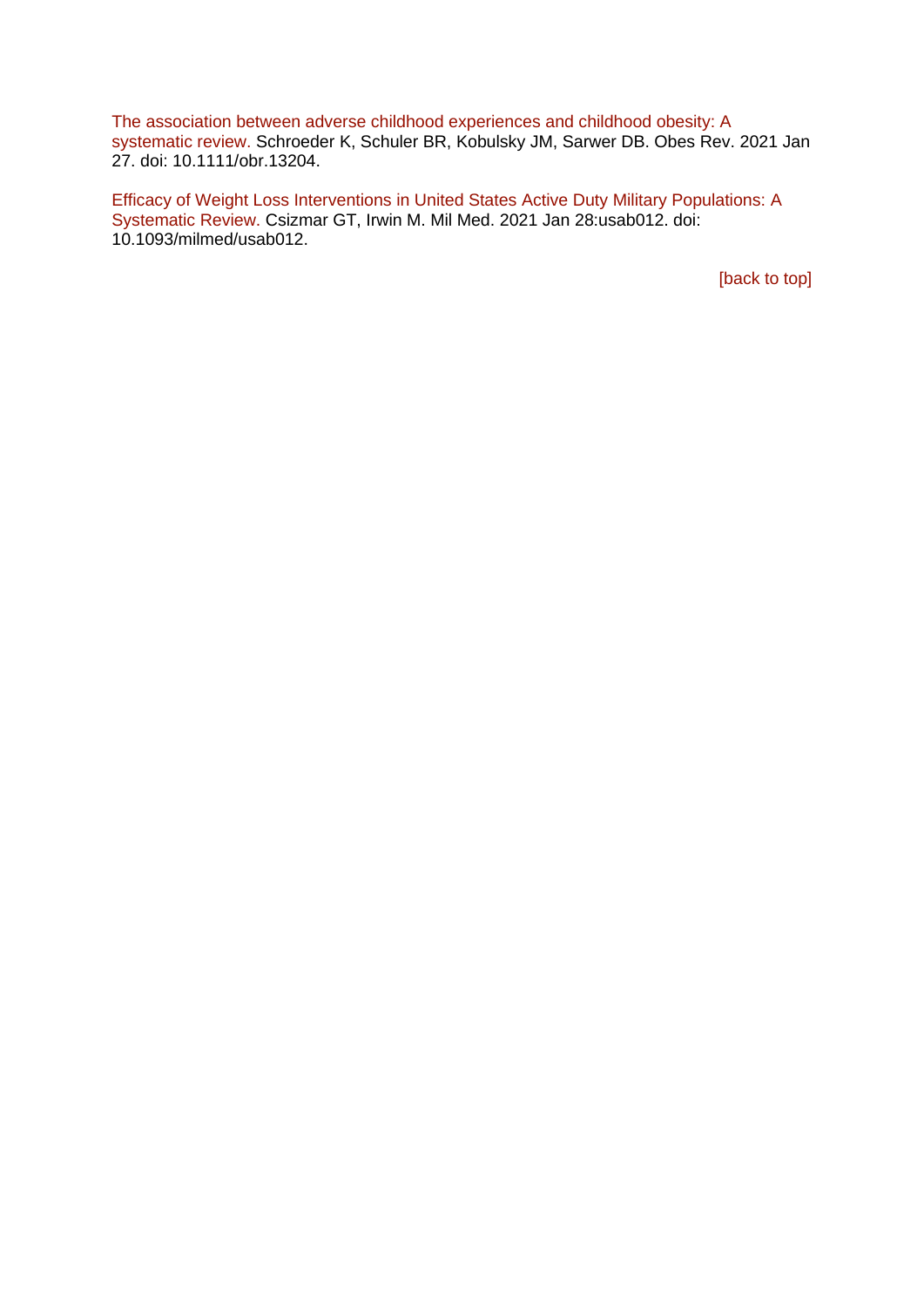The association between adverse childhood experiences and childhood obesity: A systematic review. Schroeder K, Schuler BR, Kobulsky JM, Sarwer DB. Obes Rev. 2021 Jan 27. doi: 10.1111/obr.13204.

Efficacy of Weight Loss Interventions in United States Active Duty Military Populations: A Systematic Review. Csizmar GT, Irwin M. Mil Med. 2021 Jan 28:usab012. doi: 10.1093/milmed/usab012.

[back to top]